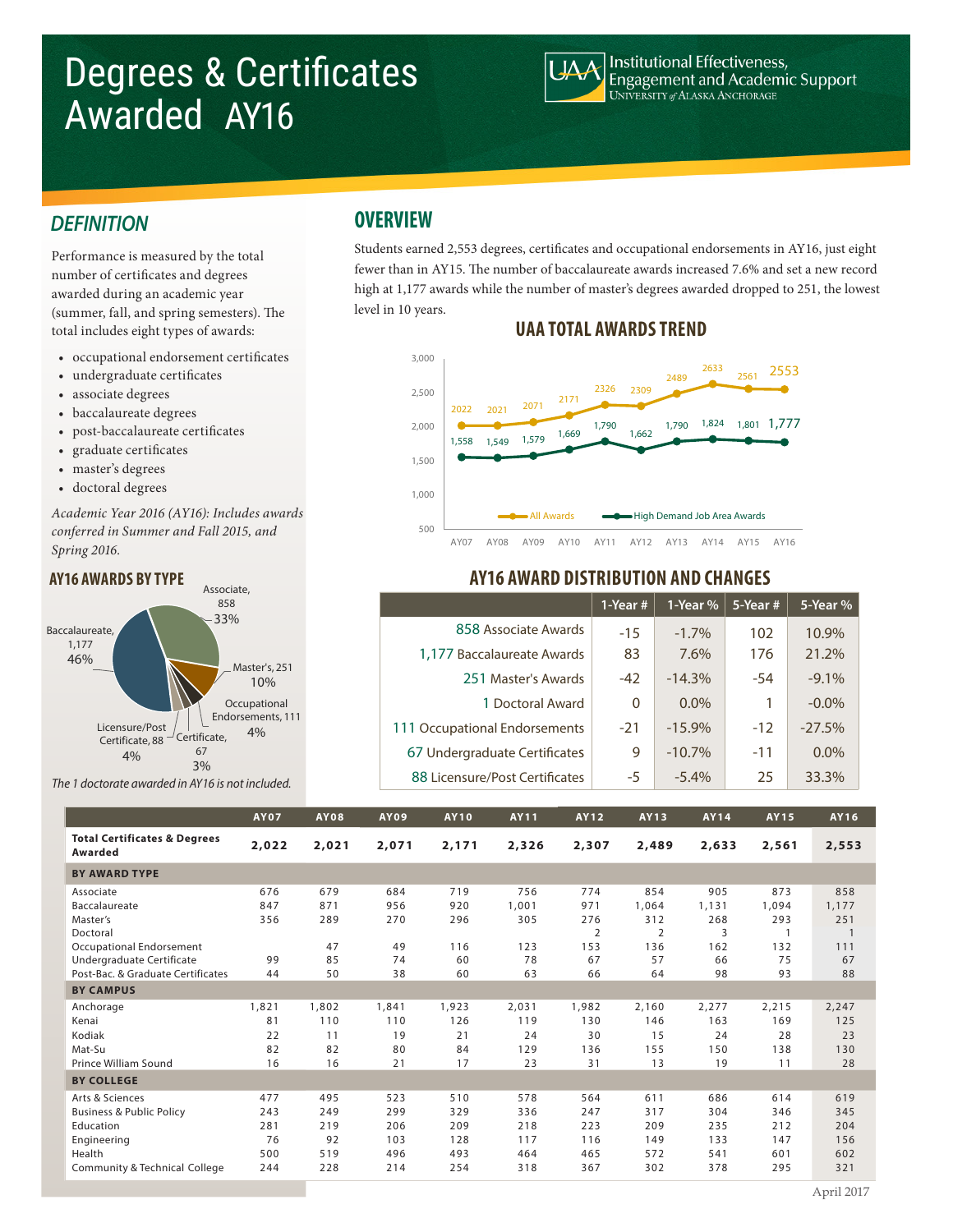# Degrees & Certificates Awarded AY16

Institutional Effectiveness, Engagement and Academic Support
University of Alaska Anchorage

## DEFINITION

Performance is measured by the total number of certificates and degrees awarded during an academic year (summer, fall, and spring semesters). The total includes eight types of awards:

- occupational endorsement certificates
- undergraduate certificates
- associate degrees
- baccalaureate degrees
- post-baccalaureate certificates
- graduate certificates
- master's degrees
- doctoral degrees

*Academic Year 2016 (AY16): Includes awards conferred in Summer and Fall 2015, and Spring 2016.*

### AY16 AWARDS BY TYPE

Associate, 858, 33%
Baccalaureate, 1,177, 46%
Master's, 251, 10%
Occupational Endorsements, 111, 4%
Certificate, 67, 3%
Licensure/Post Certificate, 88, 4%

*The 1 doctorate awarded in AY16 is not included.*

## OVERVIEW

Students earned 2,553 degrees, certificates and occupational endorsements in AY16, just eight fewer than in AY15. The number of baccalaureate awards increased 7.6% and set a new record high at 1,177 awards while the number of master's degrees awarded dropped to 251, the lowest level in 10 years.

### UAA TOTAL AWARDS TREND

| | AY07 | AY08 | AY09 | AY10 | AY11 | AY12 | AY13 | AY14 | AY15 | AY16 |
|---|---|---|---|---|---|---|---|---|---|---|
| All Awards | 2022 | 2021 | 2071 | 2171 | 2326 | 2309 | 2489 | 2633 | 2561 | 2553 |
| High Demand Job Area Awards | 1,558 | 1,549 | 1,579 | 1,669 | 1,790 | 1,662 | 1,790 | 1,824 | 1,801 | 1,777 |

### AY16 AWARD DISTRIBUTION AND CHANGES

| | 1-Year # | 1-Year % | 5-Year # | 5-Year % |
|---|---|---|---|---|
| 858 Associate Awards | -15 | -1.7% | 102 | 10.9% |
| 1,177 Baccalaureate Awards | 83 | 7.6% | 176 | 21.2% |
| 251 Master's Awards | -42 | -14.3% | -54 | -9.1% |
| 1 Doctoral Award | 0 | 0.0% | 1 | -0.0% |
| 111 Occupational Endorsements | -21 | -15.9% | -12 | -27.5% |
| 67 Undergraduate Certificates | 9 | -10.7% | -11 | 0.0% |
| 88 Licensure/Post Certificates | -5 | -5.4% | 25 | 33.3% |

| | AY07 | AY08 | AY09 | AY10 | AY11 | AY12 | AY13 | AY14 | AY15 | AY16 |
|---|---|---|---|---|---|---|---|---|---|---|
| **Total Certificates & Degrees Awarded** | **2,022** | **2,021** | **2,071** | **2,171** | **2,326** | **2,307** | **2,489** | **2,633** | **2,561** | **2,553** |
| **BY AWARD TYPE** | | | | | | | | | | |
| Associate | 676 | 679 | 684 | 719 | 756 | 774 | 854 | 905 | 873 | 858 |
| Baccalaureate | 847 | 871 | 956 | 920 | 1,001 | 971 | 1,064 | 1,131 | 1,094 | 1,177 |
| Master's | 356 | 289 | 270 | 296 | 305 | 276 | 312 | 268 | 293 | 251 |
| Doctoral | | | | | | 2 | 2 | 3 | 1 | 1 |
| Occupational Endorsement | | 47 | 49 | 116 | 123 | 153 | 136 | 162 | 132 | 111 |
| Undergraduate Certificate | 99 | 85 | 74 | 60 | 78 | 67 | 57 | 66 | 75 | 67 |
| Post-Bac. & Graduate Certificates | 44 | 50 | 38 | 60 | 63 | 66 | 64 | 98 | 93 | 88 |
| **BY CAMPUS** | | | | | | | | | | |
| Anchorage | 1,821 | 1,802 | 1,841 | 1,923 | 2,031 | 1,982 | 2,160 | 2,277 | 2,215 | 2,247 |
| Kenai | 81 | 110 | 110 | 126 | 119 | 130 | 146 | 163 | 169 | 125 |
| Kodiak | 22 | 11 | 19 | 21 | 24 | 30 | 15 | 24 | 28 | 23 |
| Mat-Su | 82 | 82 | 80 | 84 | 129 | 136 | 155 | 150 | 138 | 130 |
| Prince William Sound | 16 | 16 | 21 | 17 | 23 | 31 | 13 | 19 | 11 | 28 |
| **BY COLLEGE** | | | | | | | | | | |
| Arts & Sciences | 477 | 495 | 523 | 510 | 578 | 564 | 611 | 686 | 614 | 619 |
| Business & Public Policy | 243 | 249 | 299 | 329 | 336 | 247 | 317 | 304 | 346 | 345 |
| Education | 281 | 219 | 206 | 209 | 218 | 223 | 209 | 235 | 212 | 204 |
| Engineering | 76 | 92 | 103 | 128 | 117 | 116 | 149 | 133 | 147 | 156 |
| Health | 500 | 519 | 496 | 493 | 464 | 465 | 572 | 541 | 601 | 602 |
| Community & Technical College | 244 | 228 | 214 | 254 | 318 | 367 | 302 | 378 | 295 | 321 |

April 2017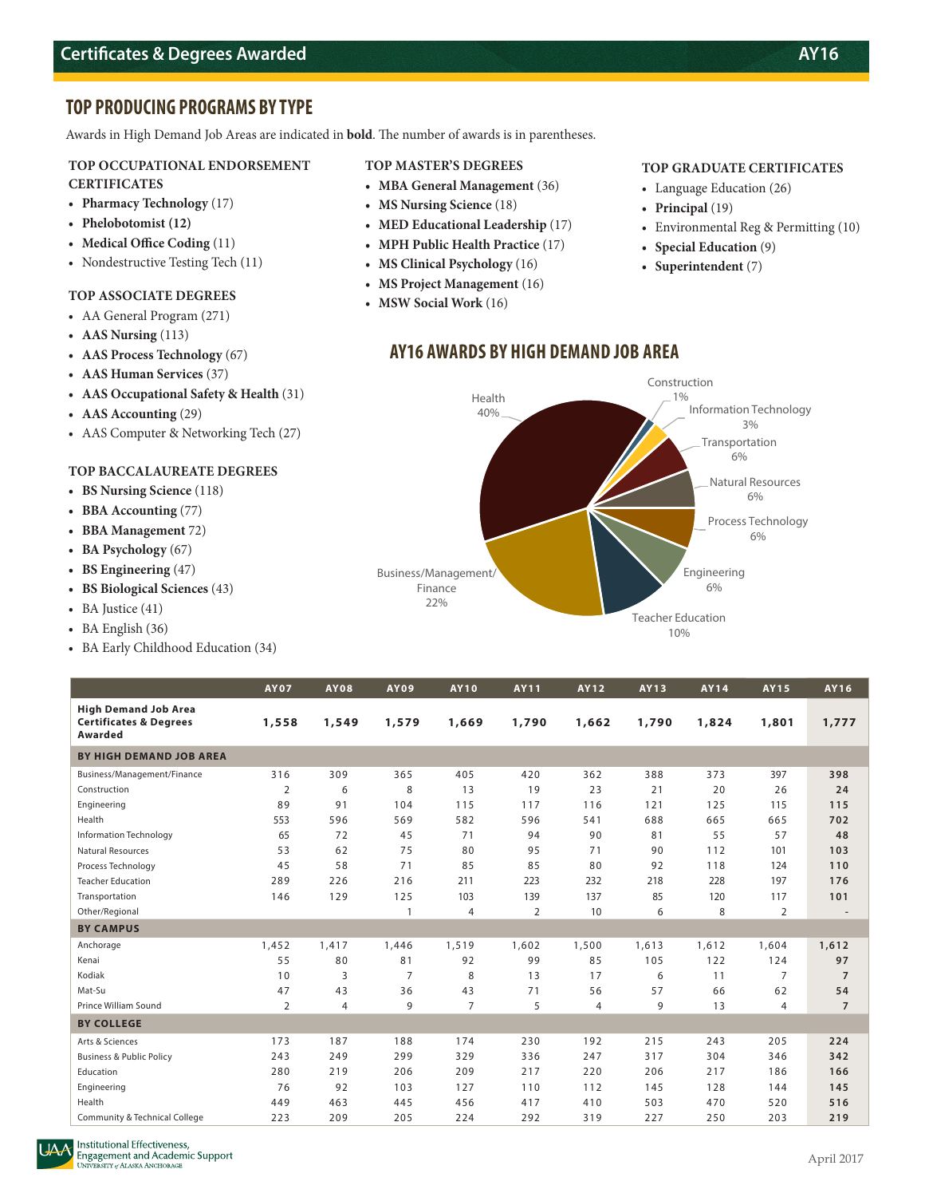## Certificates & Degrees Awarded AY16

## TOP PRODUCING PROGRAMS BY TYPE

Awards in High Demand Job Areas are indicated in **bold**. The number of awards is in parentheses.

### TOP OCCUPATIONAL ENDORSEMENT CERTIFICATES

- **Pharmacy Technology** (17)
- **Phelobotomist (12)**
- **Medical Office Coding** (11)
- Nondestructive Testing Tech (11)

### TOP ASSOCIATE DEGREES

- AA General Program (271)
- **AAS Nursing** (113)
- **AAS Process Technology** (67)
- **AAS Human Services** (37)
- **AAS Occupational Safety & Health** (31)
- **AAS Accounting** (29)
- AAS Computer & Networking Tech (27)

### TOP BACCALAUREATE DEGREES

- **BS Nursing Science** (118)
- **BBA Accounting** (77)
- **BBA Management** 72)
- **BA Psychology** (67)
- **BS Engineering** (47)
- **BS Biological Sciences** (43)
- BA Justice (41)
- BA English (36)
- BA Early Childhood Education (34)

### TOP MASTER'S DEGREES

- **MBA General Management** (36)
- **MS Nursing Science** (18)
- **MED Educational Leadership** (17)
- **MPH Public Health Practice** (17)
- **MS Clinical Psychology** (16)
- **MS Project Management** (16)
- **MSW Social Work** (16)

### TOP GRADUATE CERTIFICATES

- Language Education (26)
- **Principal** (19)
- Environmental Reg & Permitting (10)
- **Special Education** (9)
- **Superintendent** (7)

## AY16 AWARDS BY HIGH DEMAND JOB AREA

Health 40%
Construction 1%
Information Technology 3%
Transportation 6%
Natural Resources 6%
Process Technology 6%
Engineering 6%
Teacher Education 10%
Business/Management/Finance 22%

| | AY07 | AY08 | AY09 | AY10 | AY11 | AY12 | AY13 | AY14 | AY15 | AY16 |
|---|---|---|---|---|---|---|---|---|---|---|
| **High Demand Job Area Certificates & Degrees Awarded** | **1,558** | **1,549** | **1,579** | **1,669** | **1,790** | **1,662** | **1,790** | **1,824** | **1,801** | **1,777** |
| **BY HIGH DEMAND JOB AREA** | | | | | | | | | | |
| Business/Management/Finance | 316 | 309 | 365 | 405 | 420 | 362 | 388 | 373 | 397 | **398** |
| Construction | 2 | 6 | 8 | 13 | 19 | 23 | 21 | 20 | 26 | **24** |
| Engineering | 89 | 91 | 104 | 115 | 117 | 116 | 121 | 125 | 115 | **115** |
| Health | 553 | 596 | 569 | 582 | 596 | 541 | 688 | 665 | 665 | **702** |
| Information Technology | 65 | 72 | 45 | 71 | 94 | 90 | 81 | 55 | 57 | **48** |
| Natural Resources | 53 | 62 | 75 | 80 | 95 | 71 | 90 | 112 | 101 | **103** |
| Process Technology | 45 | 58 | 71 | 85 | 85 | 80 | 92 | 118 | 124 | **110** |
| Teacher Education | 289 | 226 | 216 | 211 | 223 | 232 | 218 | 228 | 197 | **176** |
| Transportation | 146 | 129 | 125 | 103 | 139 | 137 | 85 | 120 | 117 | **101** |
| Other/Regional | | | 1 | 4 | 2 | 10 | 6 | 8 | 2 | **-** |
| **BY CAMPUS** | | | | | | | | | | |
| Anchorage | 1,452 | 1,417 | 1,446 | 1,519 | 1,602 | 1,500 | 1,613 | 1,612 | 1,604 | **1,612** |
| Kenai | 55 | 80 | 81 | 92 | 99 | 85 | 105 | 122 | 124 | **97** |
| Kodiak | 10 | 3 | 7 | 8 | 13 | 17 | 6 | 11 | 7 | **7** |
| Mat-Su | 47 | 43 | 36 | 43 | 71 | 56 | 57 | 66 | 62 | **54** |
| Prince William Sound | 2 | 4 | 9 | 7 | 5 | 4 | 9 | 13 | 4 | **7** |
| **BY COLLEGE** | | | | | | | | | | |
| Arts & Sciences | 173 | 187 | 188 | 174 | 230 | 192 | 215 | 243 | 205 | **224** |
| Business & Public Policy | 243 | 249 | 299 | 329 | 336 | 247 | 317 | 304 | 346 | **342** |
| Education | 280 | 219 | 206 | 209 | 217 | 220 | 206 | 217 | 186 | **166** |
| Engineering | 76 | 92 | 103 | 127 | 110 | 112 | 145 | 128 | 144 | **145** |
| Health | 449 | 463 | 445 | 456 | 417 | 410 | 503 | 470 | 520 | **516** |
| Community & Technical College | 223 | 209 | 205 | 224 | 292 | 319 | 227 | 250 | 203 | **219** |

UAA Institutional Effectiveness, Engagement and Academic Support, University of Alaska Anchorage

April 2017